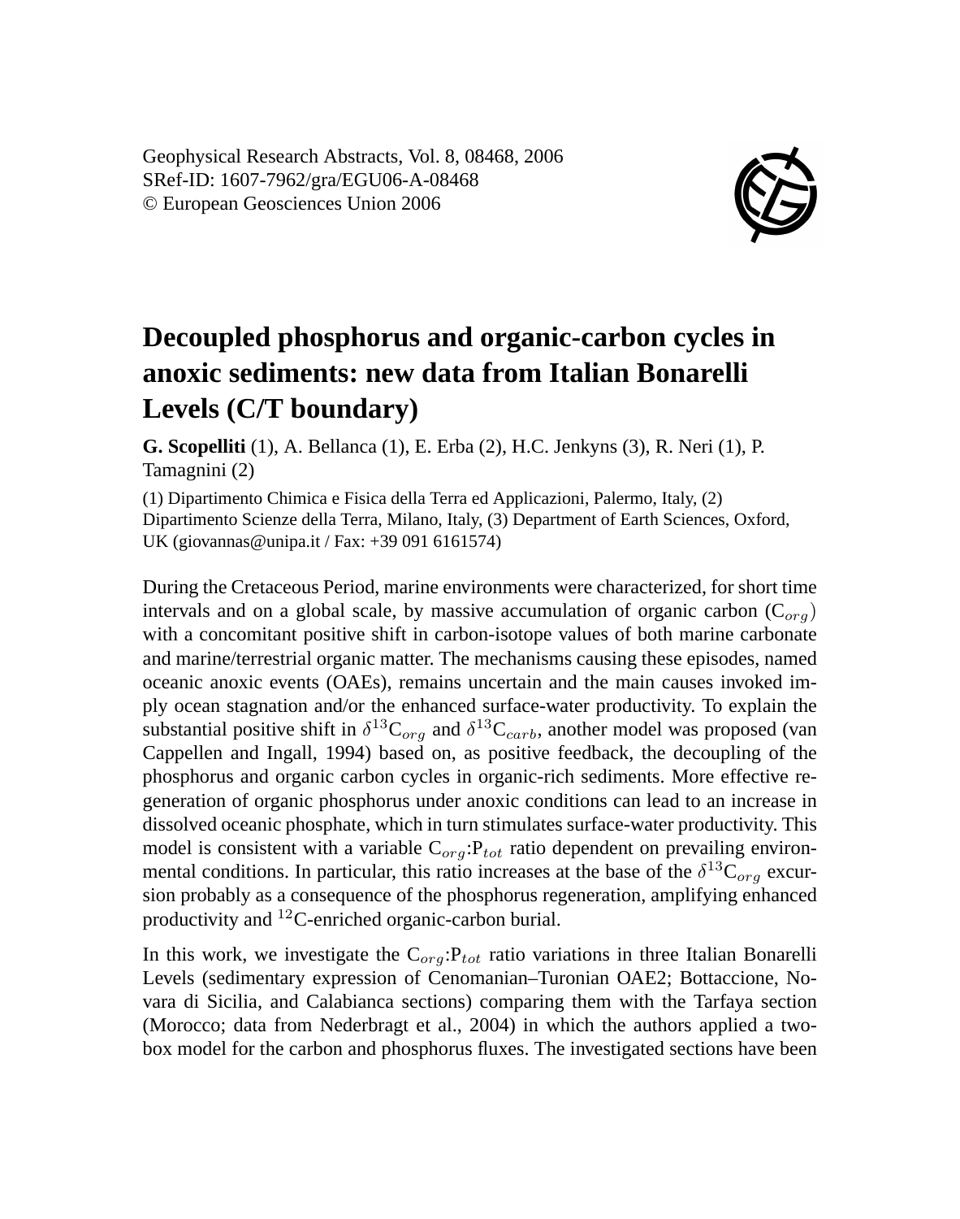Geophysical Research Abstracts, Vol. 8, 08468, 2006
SRef-ID: 1607-7962/gra/EGU06-A-08468
© European Geosciences Union 2006

# Decoupled phosphorus and organic-carbon cycles in anoxic sediments: new data from Italian Bonarelli Levels (C/T boundary)

**G. Scopelliti** (1), A. Bellanca (1), E. Erba (2), H.C. Jenkyns (3), R. Neri (1), P. Tamagnini (2)

(1) Dipartimento Chimica e Fisica della Terra ed Applicazioni, Palermo, Italy, (2) Dipartimento Scienze della Terra, Milano, Italy, (3) Department of Earth Sciences, Oxford, UK (giovannas@unipa.it / Fax: +39 091 6161574)

During the Cretaceous Period, marine environments were characterized, for short time intervals and on a global scale, by massive accumulation of organic carbon ($C_{org}$) with a concomitant positive shift in carbon-isotope values of both marine carbonate and marine/terrestrial organic matter. The mechanisms causing these episodes, named oceanic anoxic events (OAEs), remains uncertain and the main causes invoked imply ocean stagnation and/or the enhanced surface-water productivity. To explain the substantial positive shift in $\delta^{13}C_{org}$ and $\delta^{13}C_{carb}$, another model was proposed (van Cappellen and Ingall, 1994) based on, as positive feedback, the decoupling of the phosphorus and organic carbon cycles in organic-rich sediments. More effective regeneration of organic phosphorus under anoxic conditions can lead to an increase in dissolved oceanic phosphate, which in turn stimulates surface-water productivity. This model is consistent with a variable $C_{org}$:$P_{tot}$ ratio dependent on prevailing environmental conditions. In particular, this ratio increases at the base of the $\delta^{13}C_{org}$ excursion probably as a consequence of the phosphorus regeneration, amplifying enhanced productivity and $^{12}C$-enriched organic-carbon burial.

In this work, we investigate the $C_{org}$:$P_{tot}$ ratio variations in three Italian Bonarelli Levels (sedimentary expression of Cenomanian–Turonian OAE2; Bottaccione, Novara di Sicilia, and Calabianca sections) comparing them with the Tarfaya section (Morocco; data from Nederbragt et al., 2004) in which the authors applied a two-box model for the carbon and phosphorus fluxes. The investigated sections have been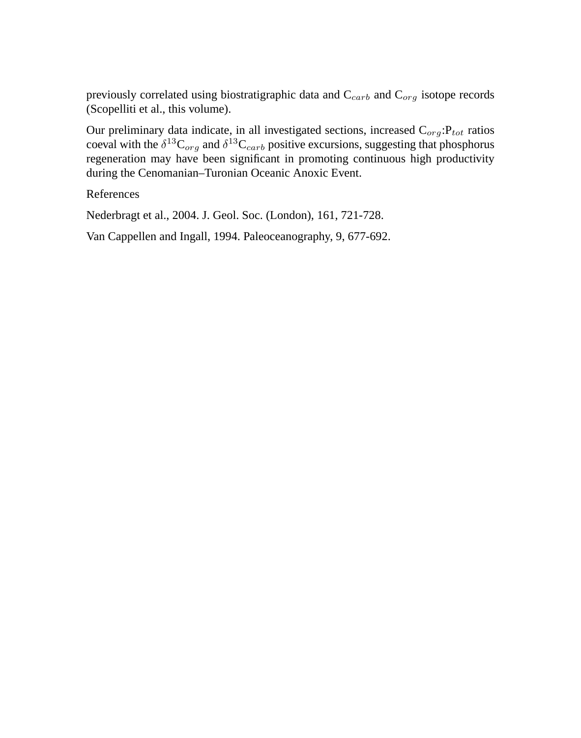previously correlated using biostratigraphic data and $C_{carb}$ and $C_{org}$ isotope records (Scopelliti et al., this volume).

Our preliminary data indicate, in all investigated sections, increased $C_{org}$:$P_{tot}$ ratios coeval with the $\delta^{13}C_{org}$ and $\delta^{13}C_{carb}$ positive excursions, suggesting that phosphorus regeneration may have been significant in promoting continuous high productivity during the Cenomanian–Turonian Oceanic Anoxic Event.

References

Nederbragt et al., 2004. J. Geol. Soc. (London), 161, 721-728.

Van Cappellen and Ingall, 1994. Paleoceanography, 9, 677-692.